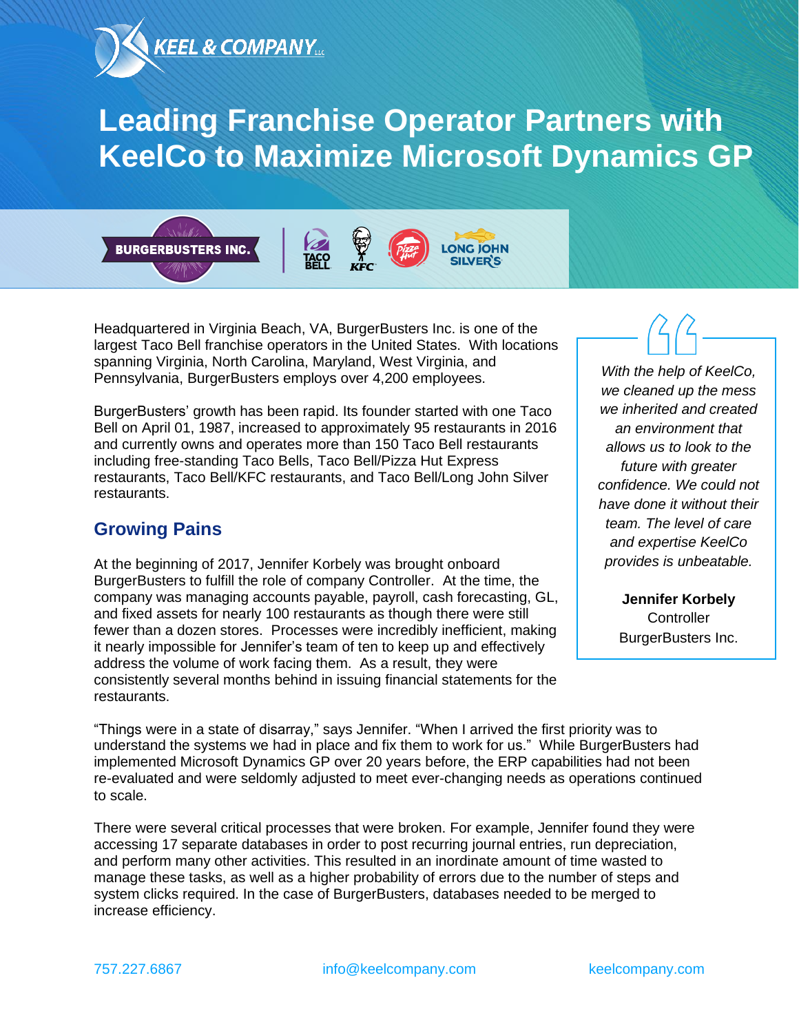KEEL & COMPANY

# Leading Franchise Operator Partners with KeelCo to Maximize Microsoft Dynamics GP

BURGERBUSTERS INC. | TACO BELL | KFC | Pizza Hut | LONG JOHN SILVER'S

Headquartered in Virginia Beach, VA, BurgerBusters Inc. is one of the largest Taco Bell franchise operators in the United States. With locations spanning Virginia, North Carolina, Maryland, West Virginia, and Pennsylvania, BurgerBusters employs over 4,200 employees.

BurgerBusters' growth has been rapid. Its founder started with one Taco Bell on April 01, 1987, increased to approximately 95 restaurants in 2016 and currently owns and operates more than 150 Taco Bell restaurants including free-standing Taco Bells, Taco Bell/Pizza Hut Express restaurants, Taco Bell/KFC restaurants, and Taco Bell/Long John Silver restaurants.

> *With the help of KeelCo, we cleaned up the mess we inherited and created an environment that allows us to look to the future with greater confidence. We could not have done it without their team. The level of care and expertise KeelCo provides is unbeatable.*
>
> **Jennifer Korbely**
> Controller
> BurgerBusters Inc.

## Growing Pains

At the beginning of 2017, Jennifer Korbely was brought onboard BurgerBusters to fulfill the role of company Controller. At the time, the company was managing accounts payable, payroll, cash forecasting, GL, and fixed assets for nearly 100 restaurants as though there were still fewer than a dozen stores. Processes were incredibly inefficient, making it nearly impossible for Jennifer's team of ten to keep up and effectively address the volume of work facing them. As a result, they were consistently several months behind in issuing financial statements for the restaurants.

"Things were in a state of disarray," says Jennifer. "When I arrived the first priority was to understand the systems we had in place and fix them to work for us." While BurgerBusters had implemented Microsoft Dynamics GP over 20 years before, the ERP capabilities had not been re-evaluated and were seldomly adjusted to meet ever-changing needs as operations continued to scale.

There were several critical processes that were broken. For example, Jennifer found they were accessing 17 separate databases in order to post recurring journal entries, run depreciation, and perform many other activities. This resulted in an inordinate amount of time wasted to manage these tasks, as well as a higher probability of errors due to the number of steps and system clicks required. In the case of BurgerBusters, databases needed to be merged to increase efficiency.

757.227.6867 | info@keelcompany.com | keelcompany.com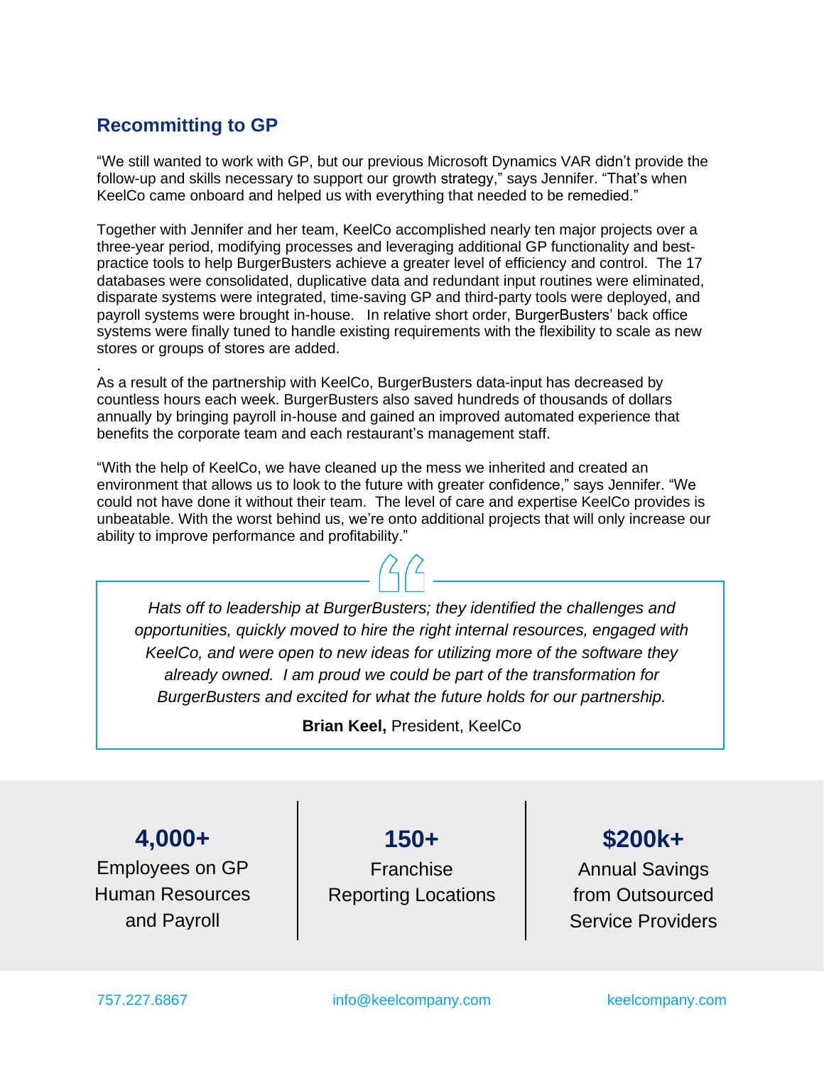## Recommitting to GP

"We still wanted to work with GP, but our previous Microsoft Dynamics VAR didn't provide the follow-up and skills necessary to support our growth strategy," says Jennifer. "That's when KeelCo came onboard and helped us with everything that needed to be remedied."

Together with Jennifer and her team, KeelCo accomplished nearly ten major projects over a three-year period, modifying processes and leveraging additional GP functionality and best-practice tools to help BurgerBusters achieve a greater level of efficiency and control. The 17 databases were consolidated, duplicative data and redundant input routines were eliminated, disparate systems were integrated, time-saving GP and third-party tools were deployed, and payroll systems were brought in-house. In relative short order, BurgerBusters' back office systems were finally tuned to handle existing requirements with the flexibility to scale as new stores or groups of stores are added.

.
As a result of the partnership with KeelCo, BurgerBusters data-input has decreased by countless hours each week. BurgerBusters also saved hundreds of thousands of dollars annually by bringing payroll in-house and gained an improved automated experience that benefits the corporate team and each restaurant's management staff.

"With the help of KeelCo, we have cleaned up the mess we inherited and created an environment that allows us to look to the future with greater confidence," says Jennifer. "We could not have done it without their team. The level of care and expertise KeelCo provides is unbeatable. With the worst behind us, we're onto additional projects that will only increase our ability to improve performance and profitability."

> *Hats off to leadership at BurgerBusters; they identified the challenges and opportunities, quickly moved to hire the right internal resources, engaged with KeelCo, and were open to new ideas for utilizing more of the software they already owned. I am proud we could be part of the transformation for BurgerBusters and excited for what the future holds for our partnership.*
>
> **Brian Keel,** President, KeelCo

**4,000+**
Employees on GP Human Resources and Payroll

**150+**
Franchise Reporting Locations

**$200k+**
Annual Savings from Outsourced Service Providers

757.227.6867 | info@keelcompany.com | keelcompany.com